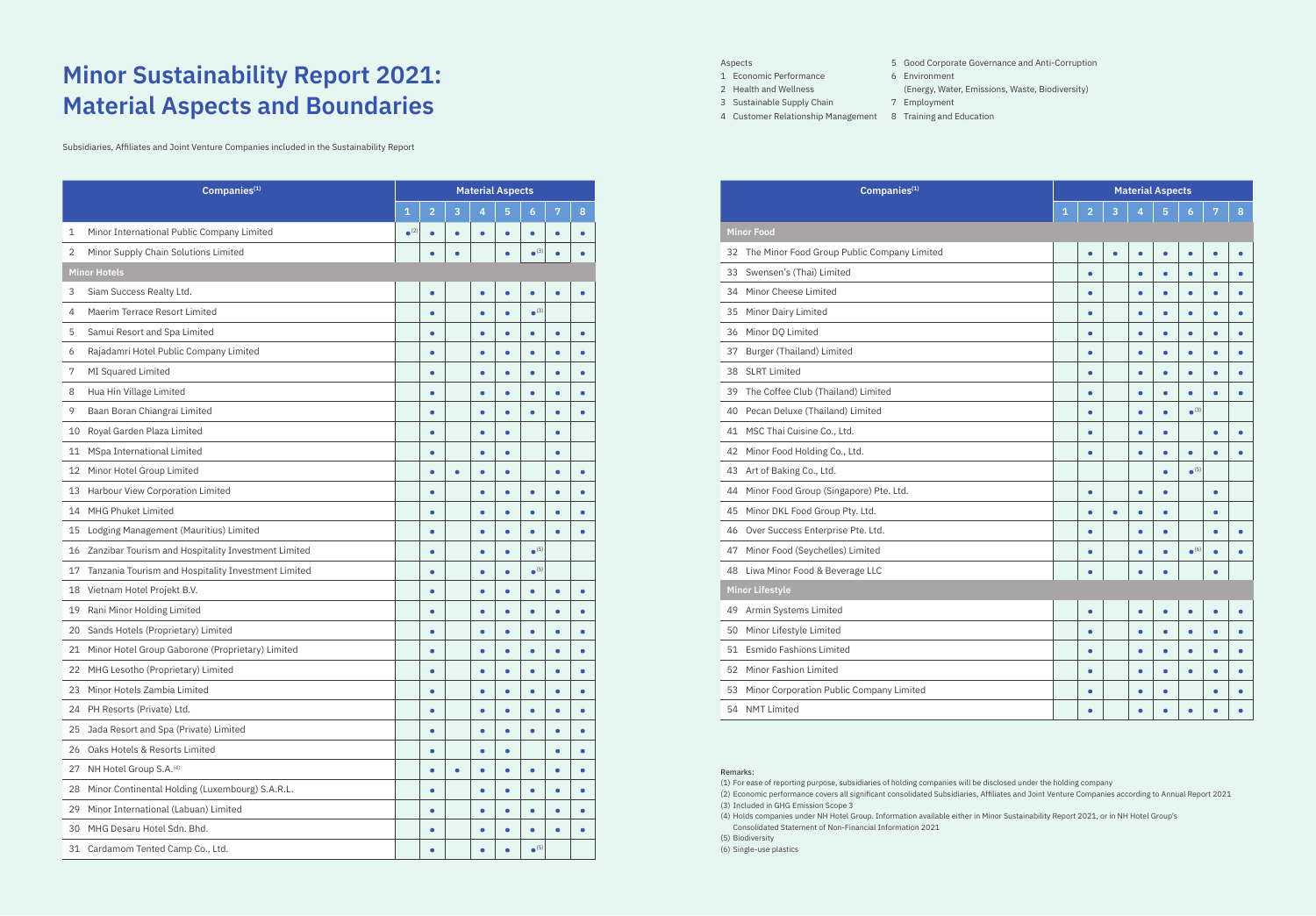# Minor Sustainability Report 2021: Material Aspects and Boundaries

Subsidiaries, Affiliates and Joint Venture Companies included in the Sustainability Report

Aspects

1 Economic Performance
2 Health and Wellness
3 Sustainable Supply Chain
4 Customer Relationship Management
5 Good Corporate Governance and Anti-Corruption
6 Environment (Energy, Water, Emissions, Waste, Biodiversity)
7 Employment
8 Training and Education

| Companies[1] | Material Aspects | | | | | | | |
|---|---|---|---|---|---|---|---|---|
| | 1 | 2 | 3 | 4 | 5 | 6 | 7 | 8 |
| 1 Minor International Public Company Limited | ●[2] | ● | ● | ● | ● | ● | ● | ● |
| 2 Minor Supply Chain Solutions Limited | | ● | ● | | ● | ●[3] | ● | ● |
| **Minor Hotels** | | | | | | | | |
| 3 Siam Success Realty Ltd. | | ● | | ● | ● | ● | ● | ● |
| 4 Maerim Terrace Resort Limited | | ● | | ● | ● | ●[3] | | |
| 5 Samui Resort and Spa Limited | | ● | | ● | ● | ● | ● | ● |
| 6 Rajadamri Hotel Public Company Limited | | ● | | ● | ● | ● | ● | ● |
| 7 MI Squared Limited | | ● | | ● | ● | ● | ● | ● |
| 8 Hua Hin Village Limited | | ● | | ● | ● | ● | ● | ● |
| 9 Baan Boran Chiangrai Limited | | ● | | ● | ● | ● | ● | ● |
| 10 Royal Garden Plaza Limited | | ● | | ● | ● | | ● | |
| 11 MSpa International Limited | | ● | | ● | ● | | ● | |
| 12 Minor Hotel Group Limited | | ● | ● | ● | ● | | ● | ● |
| 13 Harbour View Corporation Limited | | ● | | ● | ● | ● | ● | ● |
| 14 MHG Phuket Limited | | ● | | ● | ● | ● | ● | ● |
| 15 Lodging Management (Mauritius) Limited | | ● | | ● | ● | ● | ● | ● |
| 16 Zanzibar Tourism and Hospitality Investment Limited | | ● | | ● | ● | ●[5] | | |
| 17 Tanzania Tourism and Hospitality Investment Limited | | ● | | ● | ● | ●[5] | | |
| 18 Vietnam Hotel Projekt B.V. | | ● | | ● | ● | ● | ● | ● |
| 19 Rani Minor Holding Limited | | ● | | ● | ● | ● | ● | ● |
| 20 Sands Hotels (Proprietary) Limited | | ● | | ● | ● | ● | ● | ● |
| 21 Minor Hotel Group Gaborone (Proprietary) Limited | | ● | | ● | ● | ● | ● | ● |
| 22 MHG Lesotho (Proprietary) Limited | | ● | | ● | ● | ● | ● | ● |
| 23 Minor Hotels Zambia Limited | | ● | | ● | ● | ● | ● | ● |
| 24 PH Resorts (Private) Ltd. | | ● | | ● | ● | ● | ● | ● |
| 25 Jada Resort and Spa (Private) Limited | | ● | | ● | ● | ● | ● | ● |
| 26 Oaks Hotels & Resorts Limited | | ● | | ● | ● | | ● | ● |
| 27 NH Hotel Group S.A.[4] | | ● | ● | ● | ● | ● | ● | ● |
| 28 Minor Continental Holding (Luxembourg) S.A.R.L. | | ● | | ● | ● | ● | ● | ● |
| 29 Minor International (Labuan) Limited | | ● | | ● | ● | ● | ● | ● |
| 30 MHG Desaru Hotel Sdn. Bhd. | | ● | | ● | ● | ● | ● | ● |
| 31 Cardamom Tented Camp Co., Ltd. | | ● | | ● | ● | ●[5] | | |
| **Minor Food** | | | | | | | | |
| 32 The Minor Food Group Public Company Limited | | ● | ● | ● | ● | ● | ● | ● |
| 33 Swensen's (Thai) Limited | | ● | | ● | ● | ● | ● | ● |
| 34 Minor Cheese Limited | | ● | | ● | ● | ● | ● | ● |
| 35 Minor Dairy Limited | | ● | | ● | ● | ● | ● | ● |
| 36 Minor DQ Limited | | ● | | ● | ● | ● | ● | ● |
| 37 Burger (Thailand) Limited | | ● | | ● | ● | ● | ● | ● |
| 38 SLRT Limited | | ● | | ● | ● | ● | ● | ● |
| 39 The Coffee Club (Thailand) Limited | | ● | | ● | ● | ● | ● | ● |
| 40 Pecan Deluxe (Thailand) Limited | | ● | | ● | ● | ●[3] | | |
| 41 MSC Thai Cuisine Co., Ltd. | | ● | | ● | ● | | ● | ● |
| 42 Minor Food Holding Co., Ltd. | | ● | | ● | ● | ● | ● | ● |
| 43 Art of Baking Co., Ltd. | | | | | ● | ●[5] | | |
| 44 Minor Food Group (Singapore) Pte. Ltd. | | ● | | ● | ● | | ● | |
| 45 Minor DKL Food Group Pty. Ltd. | | ● | ● | ● | ● | | ● | |
| 46 Over Success Enterprise Pte. Ltd. | | ● | | ● | ● | | ● | ● |
| 47 Minor Food (Seychelles) Limited | | ● | | ● | ● | ●[6] | ● | ● |
| 48 Liwa Minor Food & Beverage LLC | | ● | | ● | ● | | ● | |
| **Minor Lifestyle** | | | | | | | | |
| 49 Armin Systems Limited | | ● | | ● | ● | ● | ● | ● |
| 50 Minor Lifestyle Limited | | ● | | ● | ● | ● | ● | ● |
| 51 Esmido Fashions Limited | | ● | | ● | ● | ● | ● | ● |
| 52 Minor Fashion Limited | | ● | | ● | ● | ● | ● | ● |
| 53 Minor Corporation Public Company Limited | | ● | | ● | ● | | ● | ● |
| 54 NMT Limited | | ● | | ● | ● | ● | ● | ● |

**Remarks:**

(1) For ease of reporting purpose, subsidiaries of holding companies will be disclosed under the holding company
(2) Economic performance covers all significant consolidated Subsidiaries, Affiliates and Joint Venture Companies according to Annual Report 2021
(3) Included in GHG Emission Scope 3
(4) Holds companies under NH Hotel Group. Information available either in Minor Sustainability Report 2021, or in NH Hotel Group's Consolidated Statement of Non-Financial Information 2021
(5) Biodiversity
(6) Single-use plastics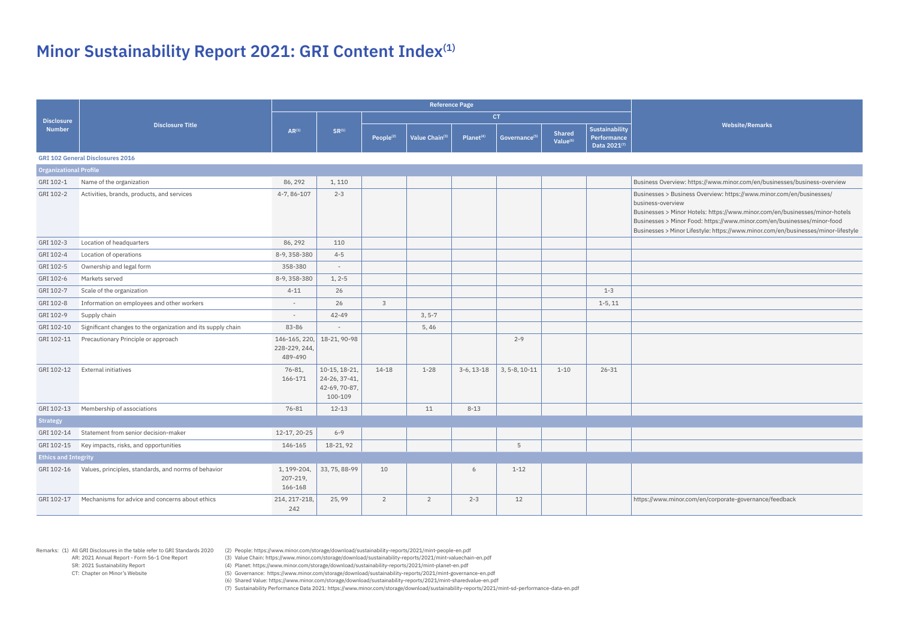# Minor Sustainability Report 2021: GRI Content Index[1]

| Disclosure Number | Disclosure Title | Reference Page | | | | | | | | Website/Remarks |
|---|---|---|---|---|---|---|---|---|---|---|
| | | AR[1] | SR[1] | CT | | | | | | |
| | | | | People[2] | Value Chain[3] | Planet[4] | Governance[5] | Shared Value[6] | Sustainability Performance Data 2021[7] | |
| **GRI 102 General Disclosures 2016** | | | | | | | | | | |
| **Organizational Profile** | | | | | | | | | | |
| GRI 102-1 | Name of the organization | 86, 292 | 1, 110 | | | | | | | Business Overview: https://www.minor.com/en/businesses/business-overview |
| GRI 102-2 | Activities, brands, products, and services | 4-7, 86-107 | 2-3 | | | | | | | Businesses > Business Overview: https://www.minor.com/en/businesses/business-overview<br>Businesses > Minor Hotels: https://www.minor.com/en/businesses/minor-hotels<br>Businesses > Minor Food: https://www.minor.com/en/businesses/minor-food<br>Businesses > Minor Lifestyle: https://www.minor.com/en/businesses/minor-lifestyle |
| GRI 102-3 | Location of headquarters | 86, 292 | 110 | | | | | | | |
| GRI 102-4 | Location of operations | 8-9, 358-380 | 4-5 | | | | | | | |
| GRI 102-5 | Ownership and legal form | 358-380 | - | | | | | | | |
| GRI 102-6 | Markets served | 8-9, 358-380 | 1, 2-5 | | | | | | | |
| GRI 102-7 | Scale of the organization | 4-11 | 26 | | | | | | 1-3 | |
| GRI 102-8 | Information on employees and other workers | - | 26 | 3 | | | | | 1-5, 11 | |
| GRI 102-9 | Supply chain | - | 42-49 | | 3, 5-7 | | | | | |
| GRI 102-10 | Significant changes to the organization and its supply chain | 83-86 | - | | 5, 46 | | | | | |
| GRI 102-11 | Precautionary Principle or approach | 146-165, 220, 228-229, 244, 489-490 | 18-21, 90-98 | | | | 2-9 | | | |
| GRI 102-12 | External initiatives | 76-81, 166-171 | 10-15, 18-21, 24-26, 37-41, 42-69, 70-87, 100-109 | 14-18 | 1-28 | 3-6, 13-18 | 3, 5-8, 10-11 | 1-10 | 26-31 | |
| GRI 102-13 | Membership of associations | 76-81 | 12-13 | | 11 | 8-13 | | | | |
| **Strategy** | | | | | | | | | | |
| GRI 102-14 | Statement from senior decision-maker | 12-17, 20-25 | 6-9 | | | | | | | |
| GRI 102-15 | Key impacts, risks, and opportunities | 146-165 | 18-21, 92 | | | | 5 | | | |
| **Ethics and Integrity** | | | | | | | | | | |
| GRI 102-16 | Values, principles, standards, and norms of behavior | 1, 199-204, 207-219, 166-168 | 33, 75, 88-99 | 10 | | 6 | 1-12 | | | |
| GRI 102-17 | Mechanisms for advice and concerns about ethics | 214, 217-218, 242 | 25, 99 | 2 | 2 | 2-3 | 12 | | | https://www.minor.com/en/corporate-governance/feedback |

Remarks: (1) All GRI Disclosures in the table refer to GRI Standards 2020
AR: 2021 Annual Report - Form 56-1 One Report
SR: 2021 Sustainability Report
CT: Chapter on Minor's Website

(2) People: https://www.minor.com/storage/download/sustainability-reports/2021/mint-people-en.pdf
(3) Value Chain: https://www.minor.com/storage/download/sustainability-reports/2021/mint-valuechain-en.pdf
(4) Planet: https://www.minor.com/storage/download/sustainability-reports/2021/mint-planet-en.pdf
(5) Governance: https://www.minor.com/storage/download/sustainability-reports/2021/mint-governance-en.pdf
(6) Shared Value: https://www.minor.com/storage/download/sustainability-reports/2021/mint-sharedvalue-en.pdf
(7) Sustainability Performance Data 2021: https://www.minor.com/storage/download/sustainability-reports/2021/mint-sd-performance-data-en.pdf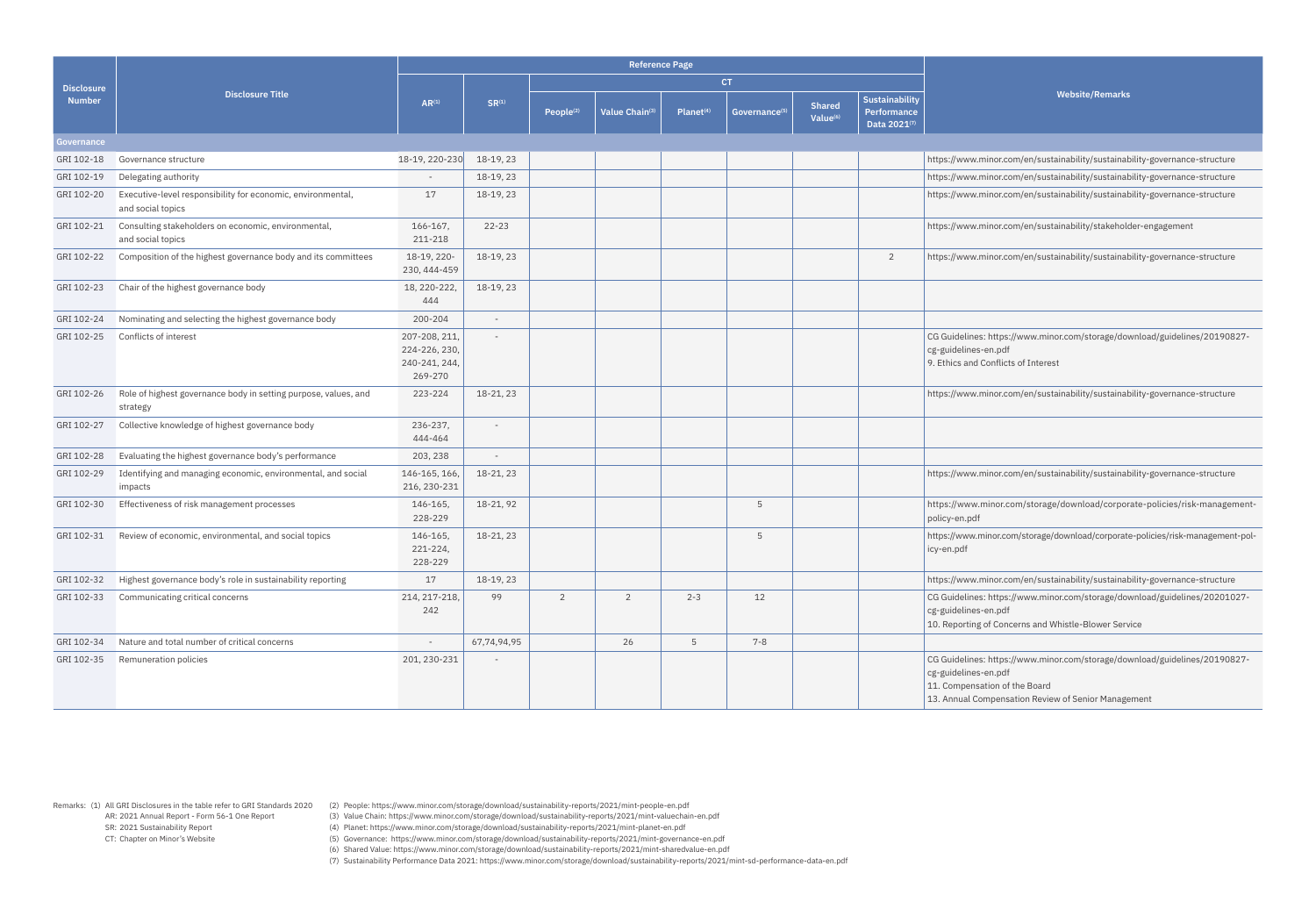| Disclosure Number | Disclosure Title | Reference Page | | | | | | | | Website/Remarks |
|---|---|---|---|---|---|---|---|---|---|---|
| | | AR[1] | SR[1] | CT | | | | | | |
| | | | | People[2] | Value Chain[3] | Planet[4] | Governance[5] | Shared Value[6] | Sustainability Performance Data 2021[7] | |
| **Governance** | | | | | | | | | | |
| GRI 102-18 | Governance structure | 18-19, 220-230 | 18-19, 23 | | | | | | | https://www.minor.com/en/sustainability/sustainability-governance-structure |
| GRI 102-19 | Delegating authority | - | 18-19, 23 | | | | | | | https://www.minor.com/en/sustainability/sustainability-governance-structure |
| GRI 102-20 | Executive-level responsibility for economic, environmental, and social topics | 17 | 18-19, 23 | | | | | | | https://www.minor.com/en/sustainability/sustainability-governance-structure |
| GRI 102-21 | Consulting stakeholders on economic, environmental, and social topics | 166-167, 211-218 | 22-23 | | | | | | | https://www.minor.com/en/sustainability/stakeholder-engagement |
| GRI 102-22 | Composition of the highest governance body and its committees | 18-19, 220-230, 444-459 | 18-19, 23 | | | | | | 2 | https://www.minor.com/en/sustainability/sustainability-governance-structure |
| GRI 102-23 | Chair of the highest governance body | 18, 220-222, 444 | 18-19, 23 | | | | | | | |
| GRI 102-24 | Nominating and selecting the highest governance body | 200-204 | - | | | | | | | |
| GRI 102-25 | Conflicts of interest | 207-208, 211, 224-226, 230, 240-241, 244, 269-270 | - | | | | | | | CG Guidelines: https://www.minor.com/storage/download/guidelines/20190827-cg-guidelines-en.pdf<br>9. Ethics and Conflicts of Interest |
| GRI 102-26 | Role of highest governance body in setting purpose, values, and strategy | 223-224 | 18-21, 23 | | | | | | | https://www.minor.com/en/sustainability/sustainability-governance-structure |
| GRI 102-27 | Collective knowledge of highest governance body | 236-237, 444-464 | - | | | | | | | |
| GRI 102-28 | Evaluating the highest governance body's performance | 203, 238 | - | | | | | | | |
| GRI 102-29 | Identifying and managing economic, environmental, and social impacts | 146-165, 166, 216, 230-231 | 18-21, 23 | | | | | | | https://www.minor.com/en/sustainability/sustainability-governance-structure |
| GRI 102-30 | Effectiveness of risk management processes | 146-165, 228-229 | 18-21, 92 | | | | 5 | | | https://www.minor.com/storage/download/corporate-policies/risk-management-policy-en.pdf |
| GRI 102-31 | Review of economic, environmental, and social topics | 146-165, 221-224, 228-229 | 18-21, 23 | | | | 5 | | | https://www.minor.com/storage/download/corporate-policies/risk-management-policy-en.pdf |
| GRI 102-32 | Highest governance body's role in sustainability reporting | 17 | 18-19, 23 | | | | | | | https://www.minor.com/en/sustainability/sustainability-governance-structure |
| GRI 102-33 | Communicating critical concerns | 214, 217-218, 242 | 99 | 2 | 2 | 2-3 | 12 | | | CG Guidelines: https://www.minor.com/storage/download/guidelines/20201027-cg-guidelines-en.pdf<br>10. Reporting of Concerns and Whistle-Blower Service |
| GRI 102-34 | Nature and total number of critical concerns | - | 67,74,94,95 | | 26 | 5 | 7-8 | | | |
| GRI 102-35 | Remuneration policies | 201, 230-231 | - | | | | | | | CG Guidelines: https://www.minor.com/storage/download/guidelines/20190827-cg-guidelines-en.pdf<br>11. Compensation of the Board<br>13. Annual Compensation Review of Senior Management |

Remarks: (1) All GRI Disclosures in the table refer to GRI Standards 2020
AR: 2021 Annual Report - Form 56-1 One Report
SR: 2021 Sustainability Report
CT: Chapter on Minor's Website

(2) People: https://www.minor.com/storage/download/sustainability-reports/2021/mint-people-en.pdf
(3) Value Chain: https://www.minor.com/storage/download/sustainability-reports/2021/mint-valuechain-en.pdf
(4) Planet: https://www.minor.com/storage/download/sustainability-reports/2021/mint-planet-en.pdf
(5) Governance: https://www.minor.com/storage/download/sustainability-reports/2021/mint-governance-en.pdf
(6) Shared Value: https://www.minor.com/storage/download/sustainability-reports/2021/mint-sharedvalue-en.pdf
(7) Sustainability Performance Data 2021: https://www.minor.com/storage/download/sustainability-reports/2021/mint-sd-performance-data-en.pdf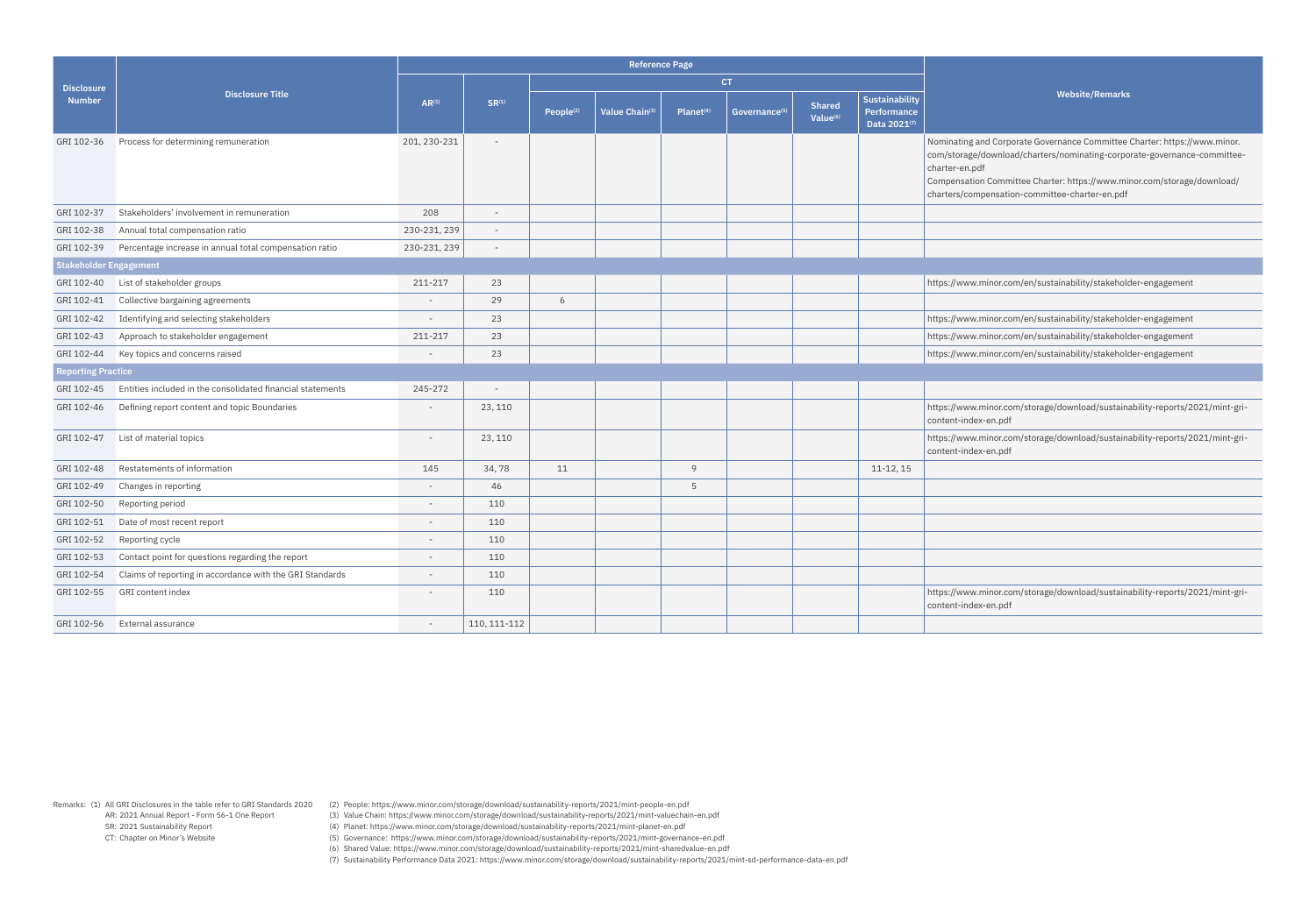| Disclosure Number | Disclosure Title | Reference Page | | | | | | | | Website/Remarks |
|---|---|---|---|---|---|---|---|---|---|---|
| | | AR[1] | SR[1] | CT | | | | | | |
| | | | | People[2] | Value Chain[3] | Planet[4] | Governance[5] | Shared Value[6] | Sustainability Performance Data 2021[7] | |
| GRI 102-36 | Process for determining remuneration | 201, 230-231 | - | | | | | | | Nominating and Corporate Governance Committee Charter: https://www.minor.com/storage/download/charters/nominating-corporate-governance-committee-charter-en.pdf Compensation Committee Charter: https://www.minor.com/storage/download/charters/compensation-committee-charter-en.pdf |
| GRI 102-37 | Stakeholders' involvement in remuneration | 208 | - | | | | | | | |
| GRI 102-38 | Annual total compensation ratio | 230-231, 239 | - | | | | | | | |
| GRI 102-39 | Percentage increase in annual total compensation ratio | 230-231, 239 | - | | | | | | | |
| **Stakeholder Engagement** | | | | | | | | | | |
| GRI 102-40 | List of stakeholder groups | 211-217 | 23 | | | | | | | https://www.minor.com/en/sustainability/stakeholder-engagement |
| GRI 102-41 | Collective bargaining agreements | - | 29 | 6 | | | | | | |
| GRI 102-42 | Identifying and selecting stakeholders | - | 23 | | | | | | | https://www.minor.com/en/sustainability/stakeholder-engagement |
| GRI 102-43 | Approach to stakeholder engagement | 211-217 | 23 | | | | | | | https://www.minor.com/en/sustainability/stakeholder-engagement |
| GRI 102-44 | Key topics and concerns raised | - | 23 | | | | | | | https://www.minor.com/en/sustainability/stakeholder-engagement |
| **Reporting Practice** | | | | | | | | | | |
| GRI 102-45 | Entities included in the consolidated financial statements | 245-272 | - | | | | | | | |
| GRI 102-46 | Defining report content and topic Boundaries | - | 23, 110 | | | | | | | https://www.minor.com/storage/download/sustainability-reports/2021/mint-gri-content-index-en.pdf |
| GRI 102-47 | List of material topics | - | 23, 110 | | | | | | | https://www.minor.com/storage/download/sustainability-reports/2021/mint-gri-content-index-en.pdf |
| GRI 102-48 | Restatements of information | 145 | 34, 78 | 11 | | 9 | | | 11-12, 15 | |
| GRI 102-49 | Changes in reporting | - | 46 | | | 5 | | | | |
| GRI 102-50 | Reporting period | - | 110 | | | | | | | |
| GRI 102-51 | Date of most recent report | - | 110 | | | | | | | |
| GRI 102-52 | Reporting cycle | - | 110 | | | | | | | |
| GRI 102-53 | Contact point for questions regarding the report | - | 110 | | | | | | | |
| GRI 102-54 | Claims of reporting in accordance with the GRI Standards | - | 110 | | | | | | | |
| GRI 102-55 | GRI content index | - | 110 | | | | | | | https://www.minor.com/storage/download/sustainability-reports/2021/mint-gri-content-index-en.pdf |
| GRI 102-56 | External assurance | - | 110, 111-112 | | | | | | | |

Remarks: (1) All GRI Disclosures in the table refer to GRI Standards 2020
AR: 2021 Annual Report - Form 56-1 One Report
SR: 2021 Sustainability Report
CT: Chapter on Minor's Website

(2) People: https://www.minor.com/storage/download/sustainability-reports/2021/mint-people-en.pdf
(3) Value Chain: https://www.minor.com/storage/download/sustainability-reports/2021/mint-valuechain-en.pdf
(4) Planet: https://www.minor.com/storage/download/sustainability-reports/2021/mint-planet-en.pdf
(5) Governance: https://www.minor.com/storage/download/sustainability-reports/2021/mint-governance-en.pdf
(6) Shared Value: https://www.minor.com/storage/download/sustainability-reports/2021/mint-sharedvalue-en.pdf
(7) Sustainability Performance Data 2021: https://www.minor.com/storage/download/sustainability-reports/2021/mint-sd-performance-data-en.pdf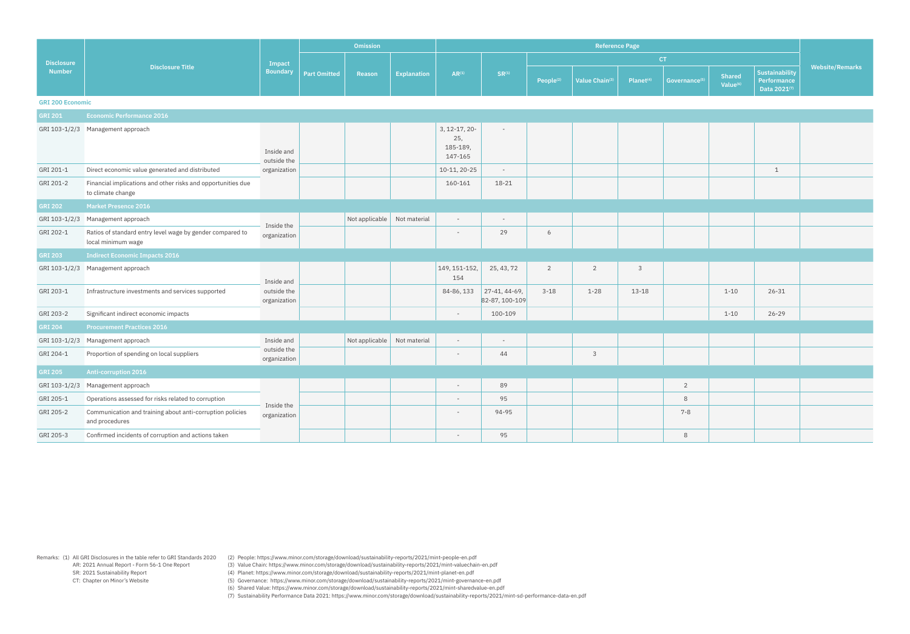| Disclosure Number | Disclosure Title | Impact Boundary | Omission | | | Reference Page | | | | | | | | Website/Remarks |
|---|---|---|---|---|---|---|---|---|---|---|---|---|---|---|
| | | | Part Omitted | Reason | Explanation | AR[1] | SR[1] | CT | | | | | | |
| | | | | | | | | People[2] | Value Chain[3] | Planet[4] | Governance[5] | Shared Value[6] | Sustainability Performance Data 2021[7] | |
| **GRI 200 Economic** | | | | | | | | | | | | | | |
| **GRI 201** | **Economic Performance 2016** | | | | | | | | | | | | | |
| GRI 103-1/2/3 | Management approach | Inside and outside the organization | | | | 3, 12-17, 20-25, 185-189, 147-165 | - | | | | | | | |
| GRI 201-1 | Direct economic value generated and distributed | | | | | 10-11, 20-25 | - | | | | | | 1 | |
| GRI 201-2 | Financial implications and other risks and opportunities due to climate change | | | | | 160-161 | 18-21 | | | | | | | |
| **GRI 202** | **Market Presence 2016** | | | | | | | | | | | | | |
| GRI 103-1/2/3 | Management approach | Inside the organization | | Not applicable | Not material | - | - | | | | | | | |
| GRI 202-1 | Ratios of standard entry level wage by gender compared to local minimum wage | | | | | - | 29 | 6 | | | | | | |
| **GRI 203** | **Indirect Economic Impacts 2016** | | | | | | | | | | | | | |
| GRI 103-1/2/3 | Management approach | Inside and outside the organization | | | | 149, 151-152, 154 | 25, 43, 72 | 2 | 2 | 3 | | | | |
| GRI 203-1 | Infrastructure investments and services supported | | | | | 84-86, 133 | 27-41, 44-69, 82-87, 100-109 | 3-18 | 1-28 | 13-18 | | 1-10 | 26-31 | |
| GRI 203-2 | Significant indirect economic impacts | | | | | - | 100-109 | | | | | 1-10 | 26-29 | |
| **GRI 204** | **Procurement Practices 2016** | | | | | | | | | | | | | |
| GRI 103-1/2/3 | Management approach | Inside and outside the organization | | Not applicable | Not material | - | - | | | | | | | |
| GRI 204-1 | Proportion of spending on local suppliers | | | | | - | 44 | | 3 | | | | | |
| **GRI 205** | **Anti-corruption 2016** | | | | | | | | | | | | | |
| GRI 103-1/2/3 | Management approach | Inside the organization | | | | - | 89 | | | | 2 | | | |
| GRI 205-1 | Operations assessed for risks related to corruption | | | | | - | 95 | | | | 8 | | | |
| GRI 205-2 | Communication and training about anti-corruption policies and procedures | | | | | - | 94-95 | | | | 7-8 | | | |
| GRI 205-3 | Confirmed incidents of corruption and actions taken | | | | | - | 95 | | | | 8 | | | |

Remarks: (1) All GRI Disclosures in the table refer to GRI Standards 2020
AR: 2021 Annual Report - Form 56-1 One Report
SR: 2021 Sustainability Report
CT: Chapter on Minor's Website

(2) People: https://www.minor.com/storage/download/sustainability-reports/2021/mint-people-en.pdf
(3) Value Chain: https://www.minor.com/storage/download/sustainability-reports/2021/mint-valuechain-en.pdf
(4) Planet: https://www.minor.com/storage/download/sustainability-reports/2021/mint-planet-en.pdf
(5) Governance: https://www.minor.com/storage/download/sustainability-reports/2021/mint-governance-en.pdf
(6) Shared Value: https://www.minor.com/storage/download/sustainability-reports/2021/mint-sharedvalue-en.pdf
(7) Sustainability Performance Data 2021: https://www.minor.com/storage/download/sustainability-reports/2021/mint-sd-performance-data-en.pdf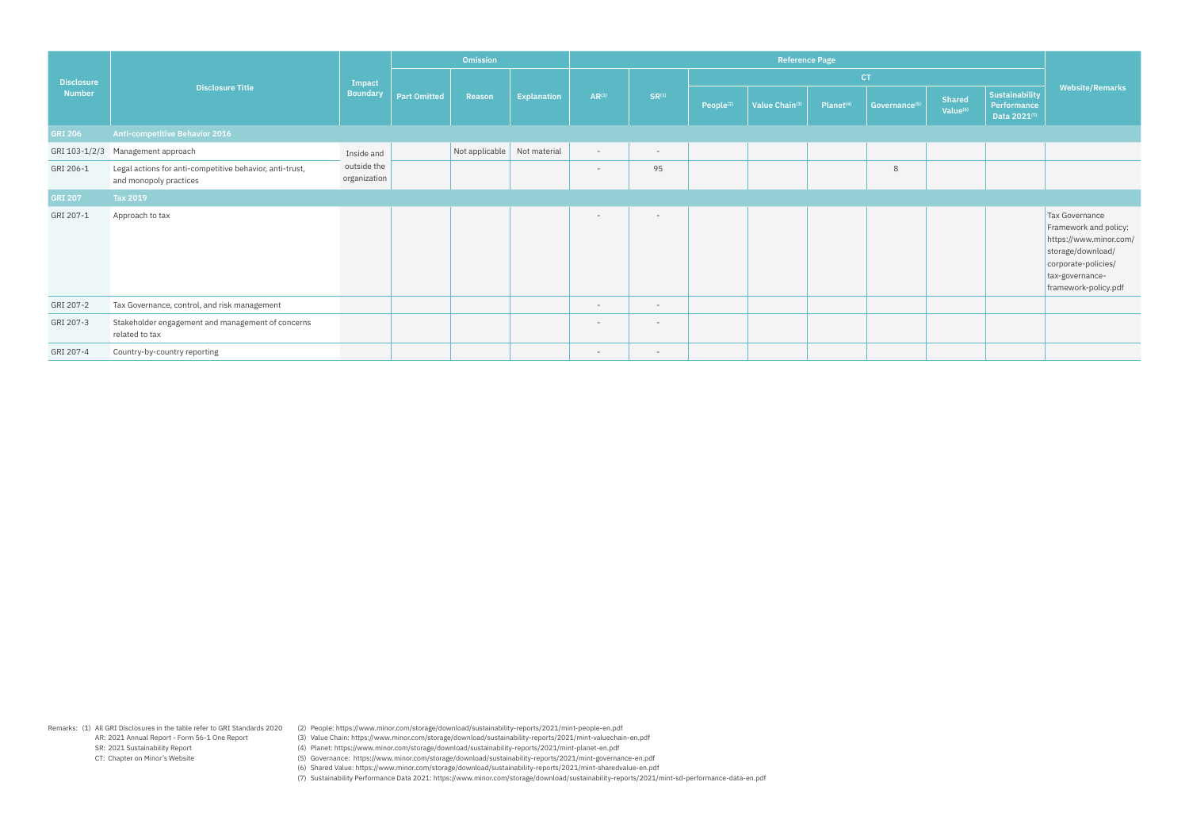| Disclosure Number | Disclosure Title | Impact Boundary | Omission | | | Reference Page | | | | | | | | | Website/Remarks |
|---|---|---|---|---|---|---|---|---|---|---|---|---|---|---|---|
| | | | | | | | | CT | | | | | | | |
| | | | Part Omitted | Reason | Explanation | AR[1] | SR[1] | People[2] | Value Chain[3] | Planet[4] | Governance[5] | Shared Value[6] | Sustainability Performance Data 2021[7] | | |
| **GRI 206** | **Anti-competitive Behavior 2016** | | | | | | | | | | | | | | |
| GRI 103-1/2/3 | Management approach | Inside and outside the organization | | Not applicable | Not material | - | - | | | | | | | | |
| GRI 206-1 | Legal actions for anti-competitive behavior, anti-trust, and monopoly practices | | | | | - | 95 | | | | 8 | | | | |
| **GRI 207** | **Tax 2019** | | | | | | | | | | | | | | |
| GRI 207-1 | Approach to tax | | | | | - | - | | | | | | | | Tax Governance Framework and policy: https://www.minor.com/storage/download/corporate-policies/tax-governance-framework-policy.pdf |
| GRI 207-2 | Tax Governance, control, and risk management | | | | | - | - | | | | | | | | |
| GRI 207-3 | Stakeholder engagement and management of concerns related to tax | | | | | - | - | | | | | | | | |
| GRI 207-4 | Country-by-country reporting | | | | | - | - | | | | | | | | |

Remarks: (1) All GRI Disclosures in the table refer to GRI Standards 2020
AR: 2021 Annual Report - Form 56-1 One Report
SR: 2021 Sustainability Report
CT: Chapter on Minor's Website

(2) People: https://www.minor.com/storage/download/sustainability-reports/2021/mint-people-en.pdf
(3) Value Chain: https://www.minor.com/storage/download/sustainability-reports/2021/mint-valuechain-en.pdf
(4) Planet: https://www.minor.com/storage/download/sustainability-reports/2021/mint-planet-en.pdf
(5) Governance: https://www.minor.com/storage/download/sustainability-reports/2021/mint-governance-en.pdf
(6) Shared Value: https://www.minor.com/storage/download/sustainability-reports/2021/mint-sharedvalue-en.pdf
(7) Sustainability Performance Data 2021: https://www.minor.com/storage/download/sustainability-reports/2021/mint-sd-performance-data-en.pdf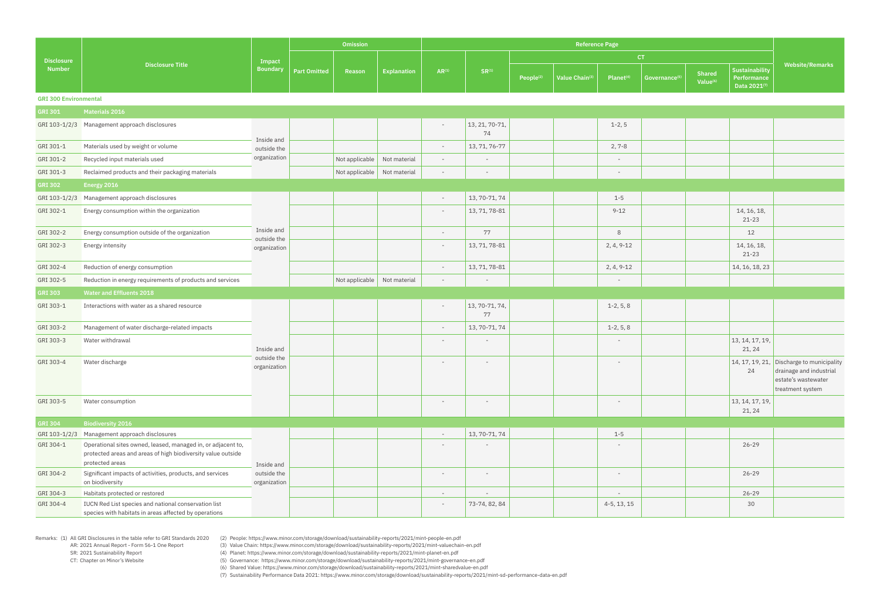| Disclosure Number | Disclosure Title | Impact Boundary | Omission | | | Reference Page | | | | | | | | | Website/Remarks |
|---|---|---|---|---|---|---|---|---|---|---|---|---|---|---|---|
| | | | | | | | | CT | | | | | | | |
| | | | Part Omitted | Reason | Explanation | AR(1) | SR(1) | People(2) | Value Chain(3) | Planet(4) | Governance(5) | Shared Value(6) | Sustainability Performance Data 2021(7) | | |
| **GRI 300 Environmental** | | | | | | | | | | | | | | | |
| **GRI 301** | **Materials 2016** | | | | | | | | | | | | | | |
| GRI 103-1/2/3 | Management approach disclosures | Inside and outside the organization | | | | - | 13, 21, 70-71, 74 | | | 1-2, 5 | | | | | |
| GRI 301-1 | Materials used by weight or volume | | | | | - | 13, 71, 76-77 | | | 2, 7-8 | | | | | |
| GRI 301-2 | Recycled input materials used | | | Not applicable | Not material | - | - | | | - | | | | | |
| GRI 301-3 | Reclaimed products and their packaging materials | | | Not applicable | Not material | - | - | | | - | | | | | |
| **GRI 302** | **Energy 2016** | | | | | | | | | | | | | | |
| GRI 103-1/2/3 | Management approach disclosures | Inside and outside the organization | | | | - | 13, 70-71, 74 | | | 1-5 | | | | | |
| GRI 302-1 | Energy consumption within the organization | | | | | - | 13, 71, 78-81 | | | 9-12 | | | 14, 16, 18, 21-23 | | |
| GRI 302-2 | Energy consumption outside of the organization | | | | | - | 77 | | | 8 | | | 12 | | |
| GRI 302-3 | Energy intensity | | | | | - | 13, 71, 78-81 | | | 2, 4, 9-12 | | | 14, 16, 18, 21-23 | | |
| GRI 302-4 | Reduction of energy consumption | | | | | - | 13, 71, 78-81 | | | 2, 4, 9-12 | | | 14, 16, 18, 23 | | |
| GRI 302-5 | Reduction in energy requirements of products and services | | | Not applicable | Not material | - | - | | | - | | | | | |
| **GRI 303** | **Water and Effluents 2018** | | | | | | | | | | | | | | |
| GRI 303-1 | Interactions with water as a shared resource | Inside and outside the organization | | | | - | 13, 70-71, 74, 77 | | | 1-2, 5, 8 | | | | | |
| GRI 303-2 | Management of water discharge-related impacts | | | | | - | 13, 70-71, 74 | | | 1-2, 5, 8 | | | | | |
| GRI 303-3 | Water withdrawal | | | | | - | - | | | - | | | 13, 14, 17, 19, 21, 24 | | |
| GRI 303-4 | Water discharge | | | | | - | - | | | - | | | 14, 17, 19, 21, 24 | | Discharge to municipality drainage and industrial estate's wastewater treatment system |
| GRI 303-5 | Water consumption | | | | | - | - | | | - | | | 13, 14, 17, 19, 21, 24 | | |
| **GRI 304** | **Biodiversity 2016** | | | | | | | | | | | | | | |
| GRI 103-1/2/3 | Management approach disclosures | Inside and outside the organization | | | | - | 13, 70-71, 74 | | | 1-5 | | | | | |
| GRI 304-1 | Operational sites owned, leased, managed in, or adjacent to, protected areas and areas of high biodiversity value outside protected areas | | | | | - | - | | | - | | | 26-29 | | |
| GRI 304-2 | Significant impacts of activities, products, and services on biodiversity | | | | | - | - | | | - | | | 26-29 | | |
| GRI 304-3 | Habitats protected or restored | | | | | - | - | | | - | | | 26-29 | | |
| GRI 304-4 | IUCN Red List species and national conservation list species with habitats in areas affected by operations | | | | | - | 73-74, 82, 84 | | | 4-5, 13, 15 | | | 30 | | |

Remarks: (1) All GRI Disclosures in the table refer to GRI Standards 2020
AR: 2021 Annual Report - Form 56-1 One Report
SR: 2021 Sustainability Report
CT: Chapter on Minor's Website

(2) People: https://www.minor.com/storage/download/sustainability-reports/2021/mint-people-en.pdf
(3) Value Chain: https://www.minor.com/storage/download/sustainability-reports/2021/mint-valuechain-en.pdf
(4) Planet: https://www.minor.com/storage/download/sustainability-reports/2021/mint-planet-en.pdf
(5) Governance: https://www.minor.com/storage/download/sustainability-reports/2021/mint-governance-en.pdf
(6) Shared Value: https://www.minor.com/storage/download/sustainability-reports/2021/mint-sharedvalue-en.pdf
(7) Sustainability Performance Data 2021: https://www.minor.com/storage/download/sustainability-reports/2021/mint-sd-performance-data-en.pdf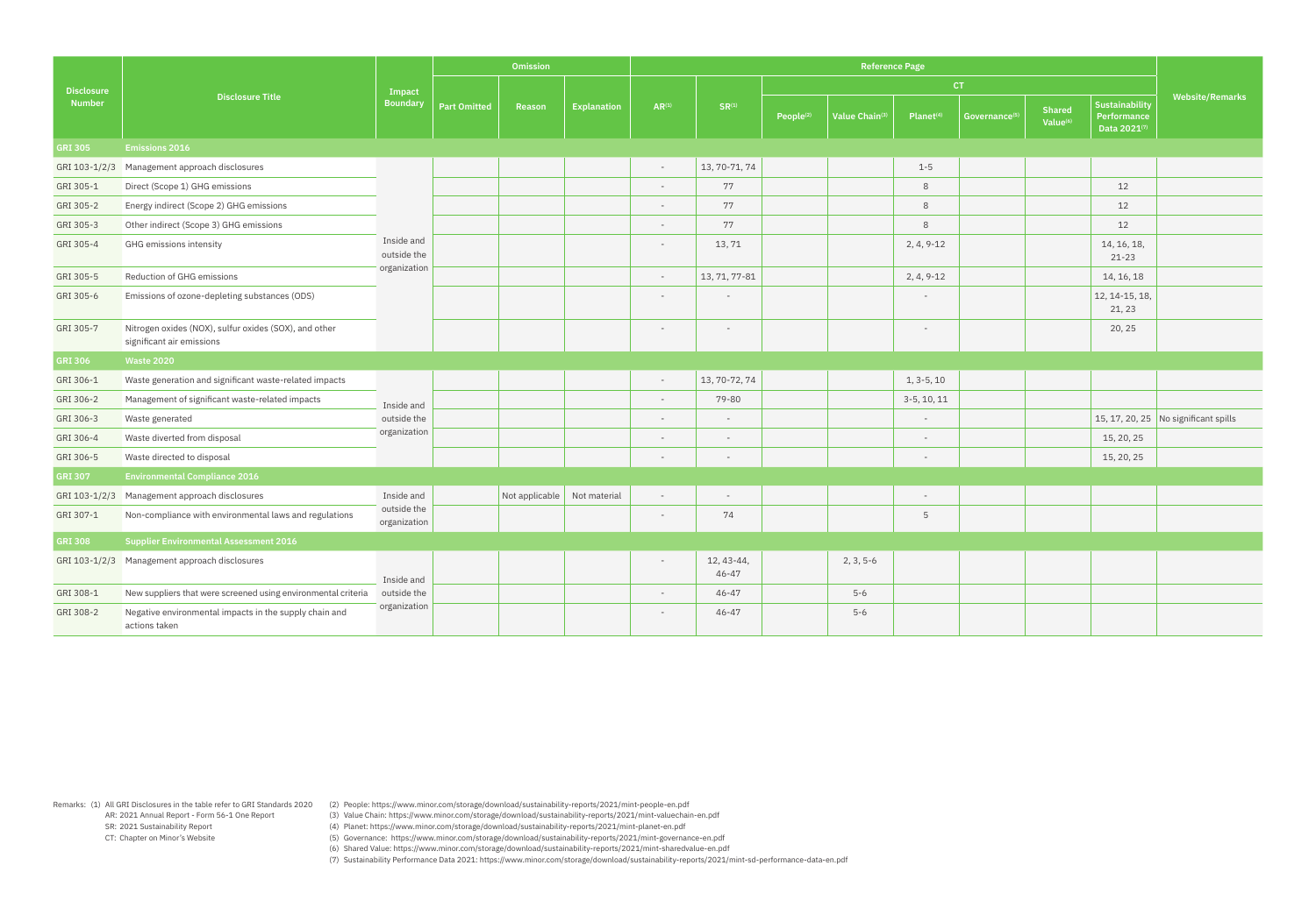| Disclosure Number | Disclosure Title | Impact Boundary | Omission | | | Reference Page | | | | | | | | | Website/Remarks |
|---|---|---|---|---|---|---|---|---|---|---|---|---|---|---|---|
| | | | | | | | | CT | | | | | | | |
| | | | Part Omitted | Reason | Explanation | AR[1] | SR[1] | People[2] | Value Chain[3] | Planet[4] | Governance[5] | Shared Value[6] | Sustainability Performance Data 2021[7] | | |
| **GRI 305** | **Emissions 2016** | | | | | | | | | | | | | | |
| GRI 103-1/2/3 | Management approach disclosures | Inside and outside the organization | | | | - | 13, 70-71, 74 | | | 1-5 | | | | | |
| GRI 305-1 | Direct (Scope 1) GHG emissions | | | | | - | 77 | | | 8 | | | 12 | | |
| GRI 305-2 | Energy indirect (Scope 2) GHG emissions | | | | | - | 77 | | | 8 | | | 12 | | |
| GRI 305-3 | Other indirect (Scope 3) GHG emissions | | | | | - | 77 | | | 8 | | | 12 | | |
| GRI 305-4 | GHG emissions intensity | | | | | - | 13, 71 | | | 2, 4, 9-12 | | | 14, 16, 18, 21-23 | | |
| GRI 305-5 | Reduction of GHG emissions | | | | | - | 13, 71, 77-81 | | | 2, 4, 9-12 | | | 14, 16, 18 | | |
| GRI 305-6 | Emissions of ozone-depleting substances (ODS) | | | | | - | - | | | - | | | 12, 14-15, 18, 21, 23 | | |
| GRI 305-7 | Nitrogen oxides (NOX), sulfur oxides (SOX), and other significant air emissions | | | | | - | - | | | - | | | 20, 25 | | |
| **GRI 306** | **Waste 2020** | | | | | | | | | | | | | | |
| GRI 306-1 | Waste generation and significant waste-related impacts | Inside and outside the organization | | | | - | 13, 70-72, 74 | | | 1, 3-5, 10 | | | | | |
| GRI 306-2 | Management of significant waste-related impacts | | | | | - | 79-80 | | | 3-5, 10, 11 | | | | | |
| GRI 306-3 | Waste generated | | | | | - | - | | | - | | | 15, 17, 20, 25 | | No significant spills |
| GRI 306-4 | Waste diverted from disposal | | | | | - | - | | | - | | | 15, 20, 25 | | |
| GRI 306-5 | Waste directed to disposal | | | | | - | - | | | - | | | 15, 20, 25 | | |
| **GRI 307** | **Environmental Compliance 2016** | | | | | | | | | | | | | | |
| GRI 103-1/2/3 | Management approach disclosures | Inside and outside the organization | | Not applicable | Not material | - | - | | | - | | | | | |
| GRI 307-1 | Non-compliance with environmental laws and regulations | | | | | - | 74 | | | 5 | | | | | |
| **GRI 308** | **Supplier Environmental Assessment 2016** | | | | | | | | | | | | | | |
| GRI 103-1/2/3 | Management approach disclosures | Inside and outside the organization | | | | - | 12, 43-44, 46-47 | | 2, 3, 5-6 | | | | | | |
| GRI 308-1 | New suppliers that were screened using environmental criteria | | | | | - | 46-47 | | 5-6 | | | | | | |
| GRI 308-2 | Negative environmental impacts in the supply chain and actions taken | | | | | - | 46-47 | | 5-6 | | | | | | |

Remarks: (1) All GRI Disclosures in the table refer to GRI Standards 2020
AR: 2021 Annual Report - Form 56-1 One Report
SR: 2021 Sustainability Report
CT: Chapter on Minor's Website

(2) People: https://www.minor.com/storage/download/sustainability-reports/2021/mint-people-en.pdf
(3) Value Chain: https://www.minor.com/storage/download/sustainability-reports/2021/mint-valuechain-en.pdf
(4) Planet: https://www.minor.com/storage/download/sustainability-reports/2021/mint-planet-en.pdf
(5) Governance: https://www.minor.com/storage/download/sustainability-reports/2021/mint-governance-en.pdf
(6) Shared Value: https://www.minor.com/storage/download/sustainability-reports/2021/mint-sharedvalue-en.pdf
(7) Sustainability Performance Data 2021: https://www.minor.com/storage/download/sustainability-reports/2021/mint-sd-performance-data-en.pdf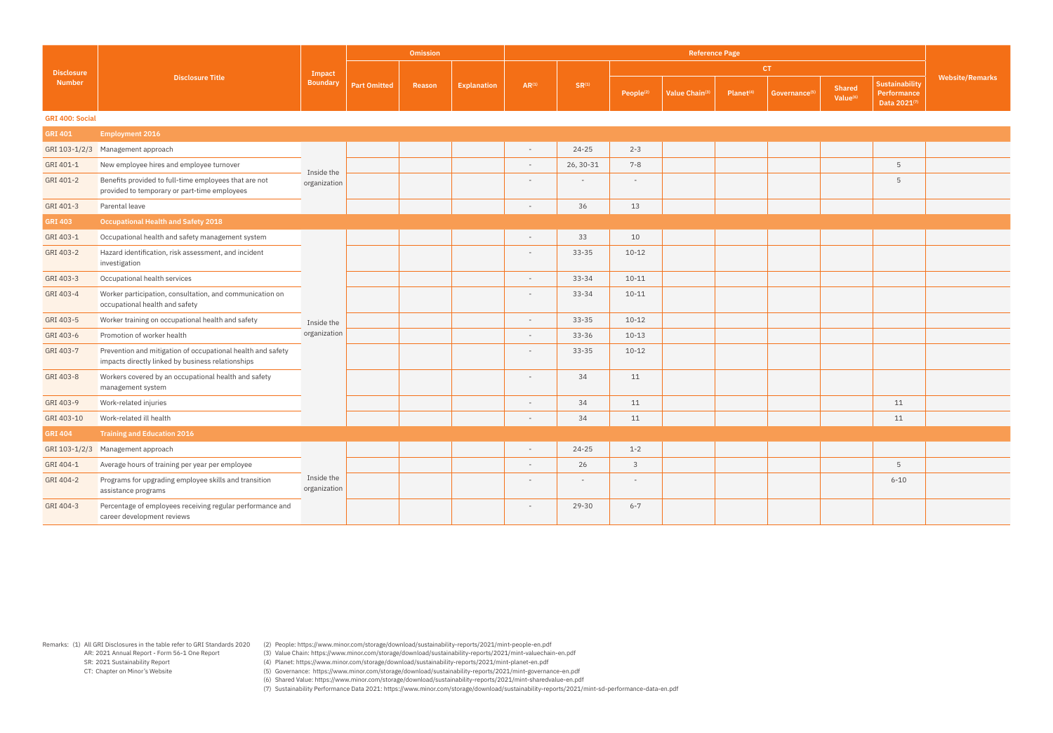| Disclosure Number | Disclosure Title | Impact Boundary | Omission | | | Reference Page | | | | | | | | | Website/Remarks |
|---|---|---|---|---|---|---|---|---|---|---|---|---|---|---|---|
| | | | | | | | | CT | | | | | | | |
| | | | Part Omitted | Reason | Explanation | AR[1] | SR[1] | People[2] | Value Chain[3] | Planet[4] | Governance[5] | Shared Value[6] | Sustainability Performance Data 2021[7] | | |
| **GRI 400: Social** | | | | | | | | | | | | | | | |
| **GRI 401** | **Employment 2016** | | | | | | | | | | | | | | |
| GRI 103-1/2/3 | Management approach | Inside the organization | | | | - | 24-25 | 2-3 | | | | | | | |
| GRI 401-1 | New employee hires and employee turnover | Inside the organization | | | | - | 26, 30-31 | 7-8 | | | | | 5 | | |
| GRI 401-2 | Benefits provided to full-time employees that are not provided to temporary or part-time employees | Inside the organization | | | | - | - | - | | | | | 5 | | |
| GRI 401-3 | Parental leave | Inside the organization | | | | - | 36 | 13 | | | | | | | |
| **GRI 403** | **Occupational Health and Safety 2018** | | | | | | | | | | | | | | |
| GRI 403-1 | Occupational health and safety management system | Inside the organization | | | | - | 33 | 10 | | | | | | | |
| GRI 403-2 | Hazard identification, risk assessment, and incident investigation | Inside the organization | | | | - | 33-35 | 10-12 | | | | | | | |
| GRI 403-3 | Occupational health services | Inside the organization | | | | - | 33-34 | 10-11 | | | | | | | |
| GRI 403-4 | Worker participation, consultation, and communication on occupational health and safety | Inside the organization | | | | - | 33-34 | 10-11 | | | | | | | |
| GRI 403-5 | Worker training on occupational health and safety | Inside the organization | | | | - | 33-35 | 10-12 | | | | | | | |
| GRI 403-6 | Promotion of worker health | Inside the organization | | | | - | 33-36 | 10-13 | | | | | | | |
| GRI 403-7 | Prevention and mitigation of occupational health and safety impacts directly linked by business relationships | Inside the organization | | | | - | 33-35 | 10-12 | | | | | | | |
| GRI 403-8 | Workers covered by an occupational health and safety management system | Inside the organization | | | | - | 34 | 11 | | | | | | | |
| GRI 403-9 | Work-related injuries | Inside the organization | | | | - | 34 | 11 | | | | | 11 | | |
| GRI 403-10 | Work-related ill health | Inside the organization | | | | - | 34 | 11 | | | | | 11 | | |
| **GRI 404** | **Training and Education 2016** | | | | | | | | | | | | | | |
| GRI 103-1/2/3 | Management approach | Inside the organization | | | | - | 24-25 | 1-2 | | | | | | | |
| GRI 404-1 | Average hours of training per year per employee | Inside the organization | | | | - | 26 | 3 | | | | | 5 | | |
| GRI 404-2 | Programs for upgrading employee skills and transition assistance programs | Inside the organization | | | | - | - | - | | | | | 6-10 | | |
| GRI 404-3 | Percentage of employees receiving regular performance and career development reviews | Inside the organization | | | | - | 29-30 | 6-7 | | | | | | | |

Remarks: (1) All GRI Disclosures in the table refer to GRI Standards 2020
AR: 2021 Annual Report - Form 56-1 One Report
SR: 2021 Sustainability Report
CT: Chapter on Minor's Website

(2) People: https://www.minor.com/storage/download/sustainability-reports/2021/mint-people-en.pdf
(3) Value Chain: https://www.minor.com/storage/download/sustainability-reports/2021/mint-valuechain-en.pdf
(4) Planet: https://www.minor.com/storage/download/sustainability-reports/2021/mint-planet-en.pdf
(5) Governance: https://www.minor.com/storage/download/sustainability-reports/2021/mint-governance-en.pdf
(6) Shared Value: https://www.minor.com/storage/download/sustainability-reports/2021/mint-sharedvalue-en.pdf
(7) Sustainability Performance Data 2021: https://www.minor.com/storage/download/sustainability-reports/2021/mint-sd-performance-data-en.pdf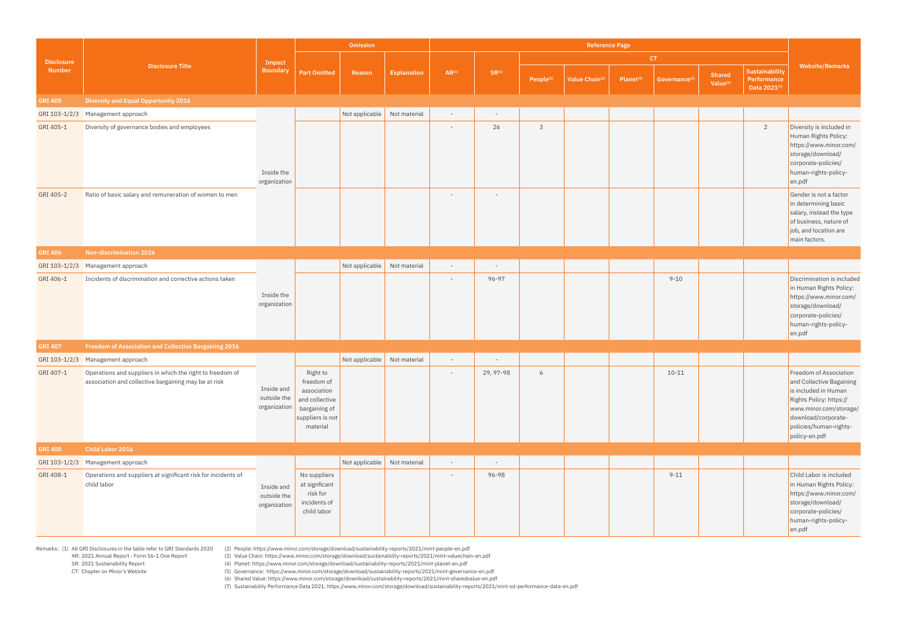| Disclosure Number | Disclosure Title | Impact Boundary | Omission | | | Reference Page | | | | | | | | | Website/Remarks |
|---|---|---|---|---|---|---|---|---|---|---|---|---|---|---|---|
| | | | | | | | | CT | | | | | | | |
| | | | Part Omitted | Reason | Explanation | AR[1] | SR[1] | People[2] | Value Chain[3] | Planet[4] | Governance[5] | Shared Value[6] | Sustainability Performance Data 2021[7] | | |
| **GRI 405** | **Diversity and Equal Opportunity 2016** | | | | | | | | | | | | | | |
| GRI 103-1/2/3 | Management approach | Inside the organization | | Not applicable | Not material | - | - | | | | | | | | |
| GRI 405-1 | Diversity of governance bodies and employees | | | | | - | 26 | 3 | | | | | 2 | | Diversity is included in Human Rights Policy: https://www.minor.com/storage/download/corporate-policies/human-rights-policy-en.pdf |
| GRI 405-2 | Ratio of basic salary and remuneration of women to men | | | | | - | - | | | | | | | | Gender is not a factor in determining basic salary, instead the type of business, nature of job, and location are main factors. |
| **GRI 406** | **Non-discrimination 2016** | | | | | | | | | | | | | | |
| GRI 103-1/2/3 | Management approach | Inside the organization | | Not applicable | Not material | - | - | | | | | | | | |
| GRI 406-1 | Incidents of discrimination and corrective actions taken | | | | | - | 96-97 | | | | 9-10 | | | | Discrimination is included in Human Rights Policy: https://www.minor.com/storage/download/corporate-policies/human-rights-policy-en.pdf |
| **GRI 407** | **Freedom of Association and Collective Bargaining 2016** | | | | | | | | | | | | | | |
| GRI 103-1/2/3 | Management approach | Inside and outside the organization | | Not applicable | Not material | - | - | | | | | | | | |
| GRI 407-1 | Operations and suppliers in which the right to freedom of association and collective bargaining may be at risk | | Right to freedom of association and collective bargaining of suppliers is not material | | | - | 29, 97-98 | 6 | | | 10-11 | | | | Freedom of Association and Collective Bagaining is included in Human Rights Policy: https://www.minor.com/storage/download/corporate-policies/human-rights-policy-en.pdf |
| **GRI 408** | **Child Labor 2016** | | | | | | | | | | | | | | |
| GRI 103-1/2/3 | Management approach | Inside and outside the organization | | Not applicable | Not material | - | - | | | | | | | | |
| GRI 408-1 | Operations and suppliers at significant risk for incidents of child labor | | No suppliers at signficant risk for incidents of child labor | | | - | 96-98 | | | | 9-11 | | | | Child Labor is included in Human Rights Policy: https://www.minor.com/storage/download/corporate-policies/human-rights-policy-en.pdf |

Remarks: (1) All GRI Disclosures in the table refer to GRI Standards 2020
AR: 2021 Annual Report - Form 56-1 One Report
SR: 2021 Sustainability Report
CT: Chapter on Minor's Website
(2) People: https://www.minor.com/storage/download/sustainability-reports/2021/mint-people-en.pdf
(3) Value Chain: https://www.minor.com/storage/download/sustainability-reports/2021/mint-valuechain-en.pdf
(4) Planet: https://www.minor.com/storage/download/sustainability-reports/2021/mint-planet-en.pdf
(5) Governance: https://www.minor.com/storage/download/sustainability-reports/2021/mint-governance-en.pdf
(6) Shared Value: https://www.minor.com/storage/download/sustainability-reports/2021/mint-sharedvalue-en.pdf
(7) Sustainability Performance Data 2021: https://www.minor.com/storage/download/sustainability-reports/2021/mint-sd-performance-data-en.pdf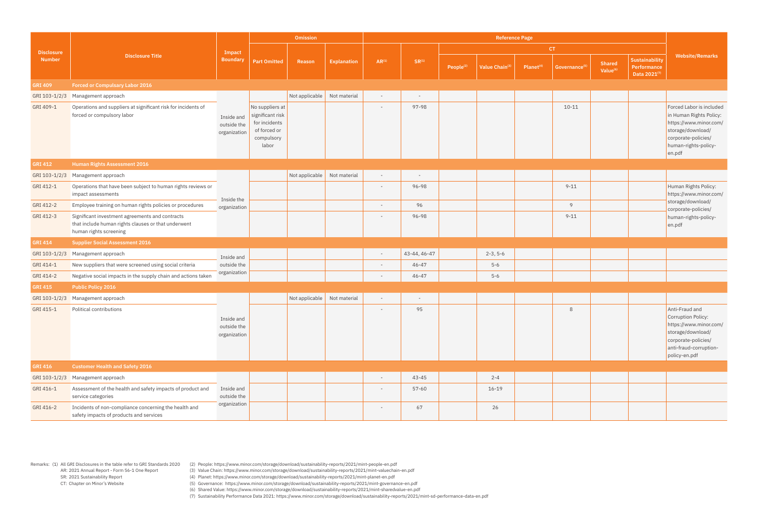| Disclosure Number | Disclosure Title | Impact Boundary | Omission | | | Reference Page | | | | | | | | | Website/Remarks |
|---|---|---|---|---|---|---|---|---|---|---|---|---|---|---|---|
| | | | Part Omitted | Reason | Explanation | AR[1] | SR[1] | CT | | | | | | | |
| | | | | | | | | People[2] | Value Chain[3] | Planet[4] | Governance[5] | Shared Value[6] | Sustainability Performance Data 2021[7] | | |
| **GRI 409** | **Forced or Compulsary Labor 2016** | | | | | | | | | | | | | | |
| GRI 103-1/2/3 | Management approach | Inside and outside the organization | | Not applicable | Not material | - | - | | | | | | | | |
| GRI 409-1 | Operations and suppliers at significant risk for incidents of forced or compulsory labor | Inside and outside the organization | No suppliers at significant risk for incidents of forced or compulsory labor | | | - | 97-98 | | | | 10-11 | | | | Forced Labor is included in Human Rights Policy: https://www.minor.com/storage/download/corporate-policies/human-rights-policy-en.pdf |
| **GRI 412** | **Human Rights Assessment 2016** | | | | | | | | | | | | | | |
| GRI 103-1/2/3 | Management approach | Inside the organization | | Not applicable | Not material | - | - | | | | | | | | |
| GRI 412-1 | Operations that have been subject to human rights reviews or impact assessments | Inside the organization | | | | - | 96-98 | | | | 9-11 | | | | Human Rights Policy: https://www.minor.com/storage/download/corporate-policies/human-rights-policy-en.pdf |
| GRI 412-2 | Employee training on human rights policies or procedures | Inside the organization | | | | - | 96 | | | | 9 | | | | |
| GRI 412-3 | Significant investment agreements and contracts that include human rights clauses or that underwent human rights screening | Inside the organization | | | | - | 96-98 | | | | 9-11 | | | | |
| **GRI 414** | **Supplier Social Assessment 2016** | | | | | | | | | | | | | | |
| GRI 103-1/2/3 | Management approach | Inside and outside the organization | | | | - | 43-44, 46-47 | | 2-3, 5-6 | | | | | | |
| GRI 414-1 | New suppliers that were screened using social criteria | Inside and outside the organization | | | | - | 46-47 | | 5-6 | | | | | | |
| GRI 414-2 | Negative social impacts in the supply chain and actions taken | Inside and outside the organization | | | | - | 46-47 | | 5-6 | | | | | | |
| **GRI 415** | **Public Policy 2016** | | | | | | | | | | | | | | |
| GRI 103-1/2/3 | Management approach | Inside and outside the organization | | Not applicable | Not material | - | - | | | | | | | | |
| GRI 415-1 | Political contributions | Inside and outside the organization | | | | - | 95 | | | | 8 | | | | Anti-Fraud and Corruption Policy: https://www.minor.com/storage/download/corporate-policies/anti-fraud-corruption-policy-en.pdf |
| **GRI 416** | **Customer Health and Safety 2016** | | | | | | | | | | | | | | |
| GRI 103-1/2/3 | Management approach | Inside and outside the organization | | | | - | 43-45 | | 2-4 | | | | | | |
| GRI 416-1 | Assessment of the health and safety impacts of product and service categories | Inside and outside the organization | | | | - | 57-60 | | 16-19 | | | | | | |
| GRI 416-2 | Incidents of non-compliance concerning the health and safety impacts of products and services | Inside and outside the organization | | | | - | 67 | | 26 | | | | | | |

Remarks: (1) All GRI Disclosures in the table refer to GRI Standards 2020
AR: 2021 Annual Report - Form 56-1 One Report
SR: 2021 Sustainability Report
CT: Chapter on Minor's Website

(2) People: https://www.minor.com/storage/download/sustainability-reports/2021/mint-people-en.pdf
(3) Value Chain: https://www.minor.com/storage/download/sustainability-reports/2021/mint-valuechain-en.pdf
(4) Planet: https://www.minor.com/storage/download/sustainability-reports/2021/mint-planet-en.pdf
(5) Governance: https://www.minor.com/storage/download/sustainability-reports/2021/mint-governance-en.pdf
(6) Shared Value: https://www.minor.com/storage/download/sustainability-reports/2021/mint-sharedvalue-en.pdf
(7) Sustainability Performance Data 2021: https://www.minor.com/storage/download/sustainability-reports/2021/mint-sd-performance-data-en.pdf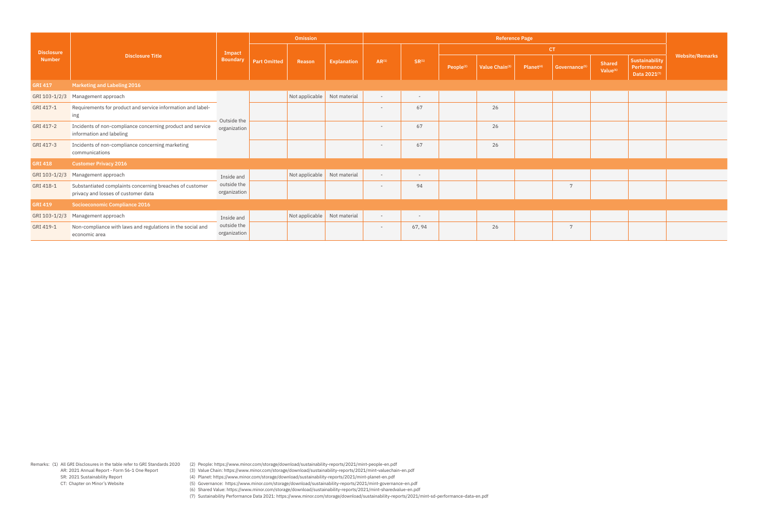| Disclosure Number | Disclosure Title | Impact Boundary | Omission | | | Reference Page | | | | | | | | | Website/Remarks |
|---|---|---|---|---|---|---|---|---|---|---|---|---|---|---|---|
| | | | | | | | | CT | | | | | | | |
| | | | Part Omitted | Reason | Explanation | AR[1] | SR[1] | People[2] | Value Chain[3] | Planet[4] | Governance[5] | Shared Value[6] | Sustainability Performance Data 2021[7] | | |
| **GRI 417** | **Marketing and Labeling 2016** | | | | | | | | | | | | | | |
| GRI 103-1/2/3 | Management approach | Outside the organization | | Not applicable | Not material | - | - | | | | | | | | |
| GRI 417-1 | Requirements for product and service information and labeling | Outside the organization | | | | - | 67 | | 26 | | | | | | |
| GRI 417-2 | Incidents of non-compliance concerning product and service information and labeling | Outside the organization | | | | - | 67 | | 26 | | | | | | |
| GRI 417-3 | Incidents of non-compliance concerning marketing communications | Outside the organization | | | | - | 67 | | 26 | | | | | | |
| **GRI 418** | **Customer Privacy 2016** | | | | | | | | | | | | | | |
| GRI 103-1/2/3 | Management approach | Inside and outside the organization | | Not applicable | Not material | - | - | | | | | | | | |
| GRI 418-1 | Substantiated complaints concerning breaches of customer privacy and losses of customer data | Inside and outside the organization | | | | - | 94 | | | | 7 | | | | |
| **GRI 419** | **Socioeconomic Compliance 2016** | | | | | | | | | | | | | | |
| GRI 103-1/2/3 | Management approach | Inside and outside the organization | | Not applicable | Not material | - | - | | | | | | | | |
| GRI 419-1 | Non-compliance with laws and regulations in the social and economic area | Inside and outside the organization | | | | - | 67, 94 | | 26 | | 7 | | | | |

Remarks: (1) All GRI Disclosures in the table refer to GRI Standards 2020
AR: 2021 Annual Report - Form 56-1 One Report
SR: 2021 Sustainability Report
CT: Chapter on Minor's Website

(2) People: https://www.minor.com/storage/download/sustainability-reports/2021/mint-people-en.pdf
(3) Value Chain: https://www.minor.com/storage/download/sustainability-reports/2021/mint-valuechain-en.pdf
(4) Planet: https://www.minor.com/storage/download/sustainability-reports/2021/mint-planet-en.pdf
(5) Governance: https://www.minor.com/storage/download/sustainability-reports/2021/mint-governance-en.pdf
(6) Shared Value: https://www.minor.com/storage/download/sustainability-reports/2021/mint-sharedvalue-en.pdf
(7) Sustainability Performance Data 2021: https://www.minor.com/storage/download/sustainability-reports/2021/mint-sd-performance-data-en.pdf